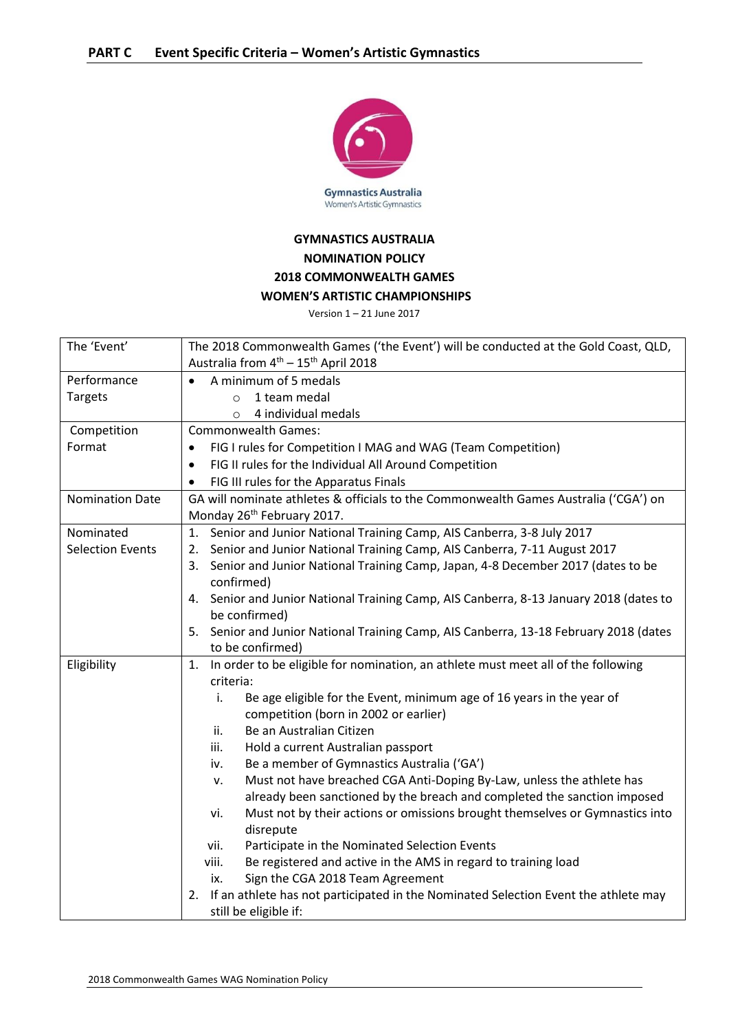# PART C Event Specific Criteria – Women's Artistic Gymnastics

Gymnastics Australia
Women's Artistic Gymnastics

**GYMNASTICS AUSTRALIA**
**NOMINATION POLICY**
**2018 COMMONWEALTH GAMES**
**WOMEN'S ARTISTIC CHAMPIONSHIPS**

Version 1 – 21 June 2017

| | |
|---|---|
| The 'Event' | The 2018 Commonwealth Games ('the Event') will be conducted at the Gold Coast, QLD, Australia from 4th – 15th April 2018 |
| Performance Targets | • A minimum of 5 medals<br>  ○ 1 team medal<br>  ○ 4 individual medals |
| Competition Format | Commonwealth Games:<br>• FIG I rules for Competition I MAG and WAG (Team Competition)<br>• FIG II rules for the Individual All Around Competition<br>• FIG III rules for the Apparatus Finals |
| Nomination Date | GA will nominate athletes & officials to the Commonwealth Games Australia ('CGA') on Monday 26th February 2017. |
| Nominated Selection Events | 1. Senior and Junior National Training Camp, AIS Canberra, 3-8 July 2017<br>2. Senior and Junior National Training Camp, AIS Canberra, 7-11 August 2017<br>3. Senior and Junior National Training Camp, Japan, 4-8 December 2017 (dates to be confirmed)<br>4. Senior and Junior National Training Camp, AIS Canberra, 8-13 January 2018 (dates to be confirmed)<br>5. Senior and Junior National Training Camp, AIS Canberra, 13-18 February 2018 (dates to be confirmed) |
| Eligibility | 1. In order to be eligible for nomination, an athlete must meet all of the following criteria:<br>  i. Be age eligible for the Event, minimum age of 16 years in the year of competition (born in 2002 or earlier)<br>  ii. Be an Australian Citizen<br>  iii. Hold a current Australian passport<br>  iv. Be a member of Gymnastics Australia ('GA')<br>  v. Must not have breached CGA Anti-Doping By-Law, unless the athlete has already been sanctioned by the breach and completed the sanction imposed<br>  vi. Must not by their actions or omissions brought themselves or Gymnastics into disrepute<br>  vii. Participate in the Nominated Selection Events<br>  viii. Be registered and active in the AMS in regard to training load<br>  ix. Sign the CGA 2018 Team Agreement<br>2. If an athlete has not participated in the Nominated Selection Event the athlete may still be eligible if: |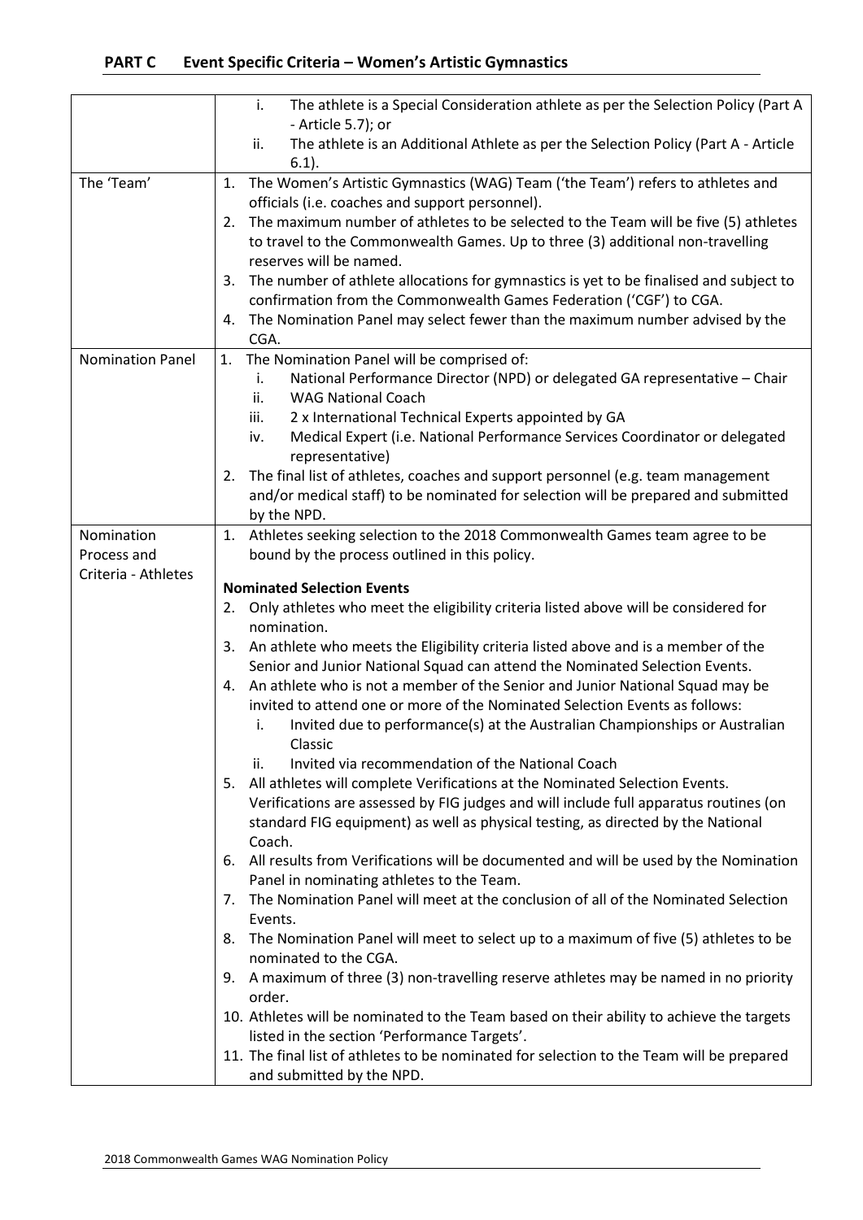## PART C Event Specific Criteria – Women's Artistic Gymnastics

| | |
|---|---|
| | i. The athlete is a Special Consideration athlete as per the Selection Policy (Part A - Article 5.7); or<br>ii. The athlete is an Additional Athlete as per the Selection Policy (Part A - Article 6.1). |
| The 'Team' | 1. The Women's Artistic Gymnastics (WAG) Team ('the Team') refers to athletes and officials (i.e. coaches and support personnel).<br>2. The maximum number of athletes to be selected to the Team will be five (5) athletes to travel to the Commonwealth Games. Up to three (3) additional non-travelling reserves will be named.<br>3. The number of athlete allocations for gymnastics is yet to be finalised and subject to confirmation from the Commonwealth Games Federation ('CGF') to CGA.<br>4. The Nomination Panel may select fewer than the maximum number advised by the CGA. |
| Nomination Panel | 1. The Nomination Panel will be comprised of:<br>i. National Performance Director (NPD) or delegated GA representative – Chair<br>ii. WAG National Coach<br>iii. 2 x International Technical Experts appointed by GA<br>iv. Medical Expert (i.e. National Performance Services Coordinator or delegated representative)<br>2. The final list of athletes, coaches and support personnel (e.g. team management and/or medical staff) to be nominated for selection will be prepared and submitted by the NPD. |
| Nomination Process and Criteria - Athletes | 1. Athletes seeking selection to the 2018 Commonwealth Games team agree to be bound by the process outlined in this policy.<br>**Nominated Selection Events**<br>2. Only athletes who meet the eligibility criteria listed above will be considered for nomination.<br>3. An athlete who meets the Eligibility criteria listed above and is a member of the Senior and Junior National Squad can attend the Nominated Selection Events.<br>4. An athlete who is not a member of the Senior and Junior National Squad may be invited to attend one or more of the Nominated Selection Events as follows:<br>i. Invited due to performance(s) at the Australian Championships or Australian Classic<br>ii. Invited via recommendation of the National Coach<br>5. All athletes will complete Verifications at the Nominated Selection Events. Verifications are assessed by FIG judges and will include full apparatus routines (on standard FIG equipment) as well as physical testing, as directed by the National Coach.<br>6. All results from Verifications will be documented and will be used by the Nomination Panel in nominating athletes to the Team.<br>7. The Nomination Panel will meet at the conclusion of all of the Nominated Selection Events.<br>8. The Nomination Panel will meet to select up to a maximum of five (5) athletes to be nominated to the CGA.<br>9. A maximum of three (3) non-travelling reserve athletes may be named in no priority order.<br>10. Athletes will be nominated to the Team based on their ability to achieve the targets listed in the section 'Performance Targets'.<br>11. The final list of athletes to be nominated for selection to the Team will be prepared and submitted by the NPD. |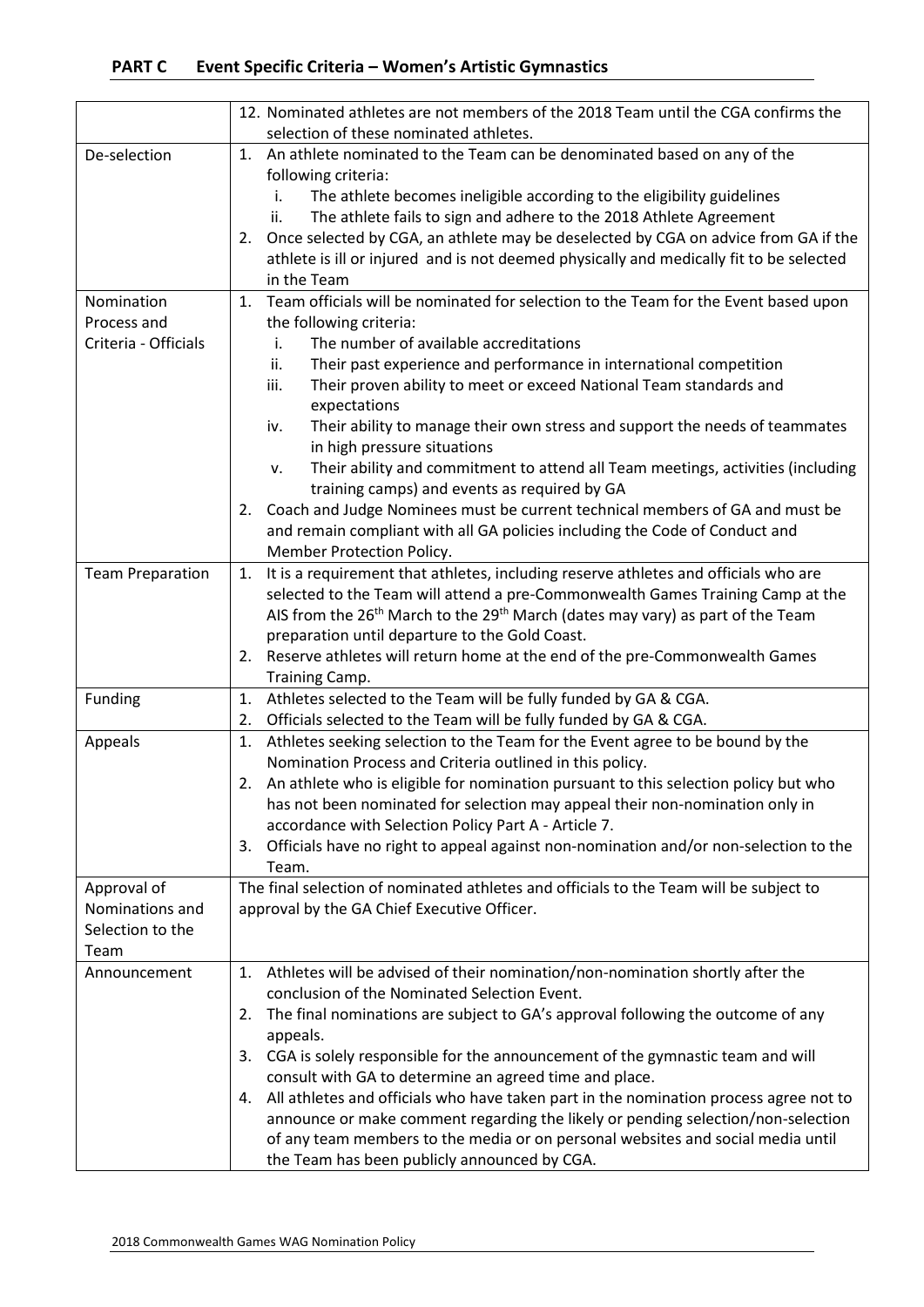## PART C Event Specific Criteria – Women's Artistic Gymnastics

| | |
|---|---|
| | 12. Nominated athletes are not members of the 2018 Team until the CGA confirms the selection of these nominated athletes. |
| De-selection | 1. An athlete nominated to the Team can be denominated based on any of the following criteria:<br>i. The athlete becomes ineligible according to the eligibility guidelines<br>ii. The athlete fails to sign and adhere to the 2018 Athlete Agreement<br>2. Once selected by CGA, an athlete may be deselected by CGA on advice from GA if the athlete is ill or injured and is not deemed physically and medically fit to be selected in the Team |
| Nomination Process and Criteria - Officials | 1. Team officials will be nominated for selection to the Team for the Event based upon the following criteria:<br>i. The number of available accreditations<br>ii. Their past experience and performance in international competition<br>iii. Their proven ability to meet or exceed National Team standards and expectations<br>iv. Their ability to manage their own stress and support the needs of teammates in high pressure situations<br>v. Their ability and commitment to attend all Team meetings, activities (including training camps) and events as required by GA<br>2. Coach and Judge Nominees must be current technical members of GA and must be and remain compliant with all GA policies including the Code of Conduct and Member Protection Policy. |
| Team Preparation | 1. It is a requirement that athletes, including reserve athletes and officials who are selected to the Team will attend a pre-Commonwealth Games Training Camp at the AIS from the 26th March to the 29th March (dates may vary) as part of the Team preparation until departure to the Gold Coast.<br>2. Reserve athletes will return home at the end of the pre-Commonwealth Games Training Camp. |
| Funding | 1. Athletes selected to the Team will be fully funded by GA & CGA.<br>2. Officials selected to the Team will be fully funded by GA & CGA. |
| Appeals | 1. Athletes seeking selection to the Team for the Event agree to be bound by the Nomination Process and Criteria outlined in this policy.<br>2. An athlete who is eligible for nomination pursuant to this selection policy but who has not been nominated for selection may appeal their non-nomination only in accordance with Selection Policy Part A - Article 7.<br>3. Officials have no right to appeal against non-nomination and/or non-selection to the Team. |
| Approval of Nominations and Selection to the Team | The final selection of nominated athletes and officials to the Team will be subject to approval by the GA Chief Executive Officer. |
| Announcement | 1. Athletes will be advised of their nomination/non-nomination shortly after the conclusion of the Nominated Selection Event.<br>2. The final nominations are subject to GA's approval following the outcome of any appeals.<br>3. CGA is solely responsible for the announcement of the gymnastic team and will consult with GA to determine an agreed time and place.<br>4. All athletes and officials who have taken part in the nomination process agree not to announce or make comment regarding the likely or pending selection/non-selection of any team members to the media or on personal websites and social media until the Team has been publicly announced by CGA. |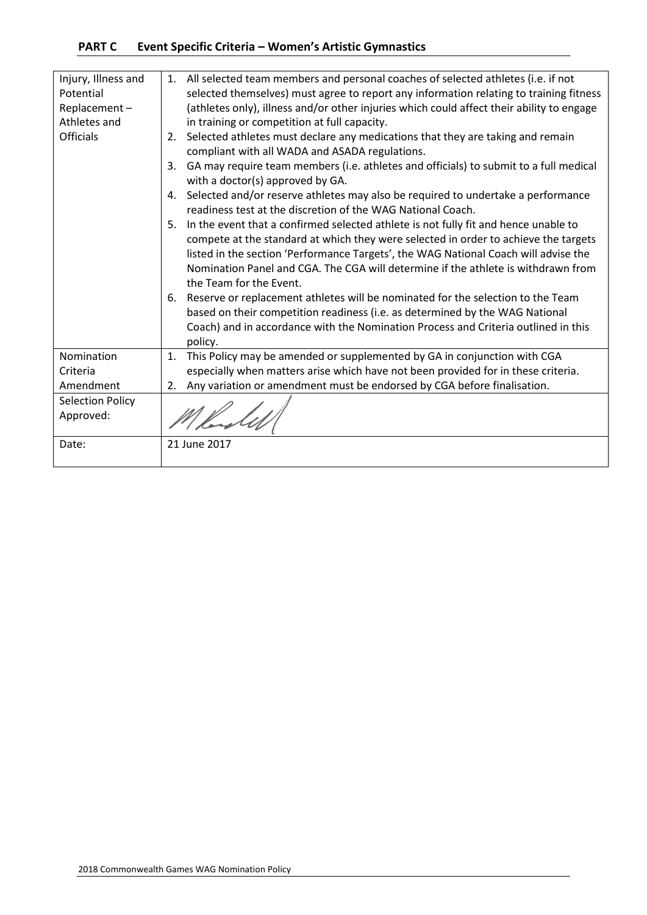## PART C Event Specific Criteria – Women's Artistic Gymnastics

| | |
|---|---|
| Injury, Illness and Potential Replacement – Athletes and Officials | 1. All selected team members and personal coaches of selected athletes (i.e. if not selected themselves) must agree to report any information relating to training fitness (athletes only), illness and/or other injuries which could affect their ability to engage in training or competition at full capacity.<br>2. Selected athletes must declare any medications that they are taking and remain compliant with all WADA and ASADA regulations.<br>3. GA may require team members (i.e. athletes and officials) to submit to a full medical with a doctor(s) approved by GA.<br>4. Selected and/or reserve athletes may also be required to undertake a performance readiness test at the discretion of the WAG National Coach.<br>5. In the event that a confirmed selected athlete is not fully fit and hence unable to compete at the standard at which they were selected in order to achieve the targets listed in the section 'Performance Targets', the WAG National Coach will advise the Nomination Panel and CGA. The CGA will determine if the athlete is withdrawn from the Team for the Event.<br>6. Reserve or replacement athletes will be nominated for the selection to the Team based on their competition readiness (i.e. as determined by the WAG National Coach) and in accordance with the Nomination Process and Criteria outlined in this policy. |
| Nomination Criteria Amendment | 1. This Policy may be amended or supplemented by GA in conjunction with CGA especially when matters arise which have not been provided for in these criteria.<br>2. Any variation or amendment must be endorsed by CGA before finalisation. |
| Selection Policy Approved: | [Signature] |
| Date: | 21 June 2017 |